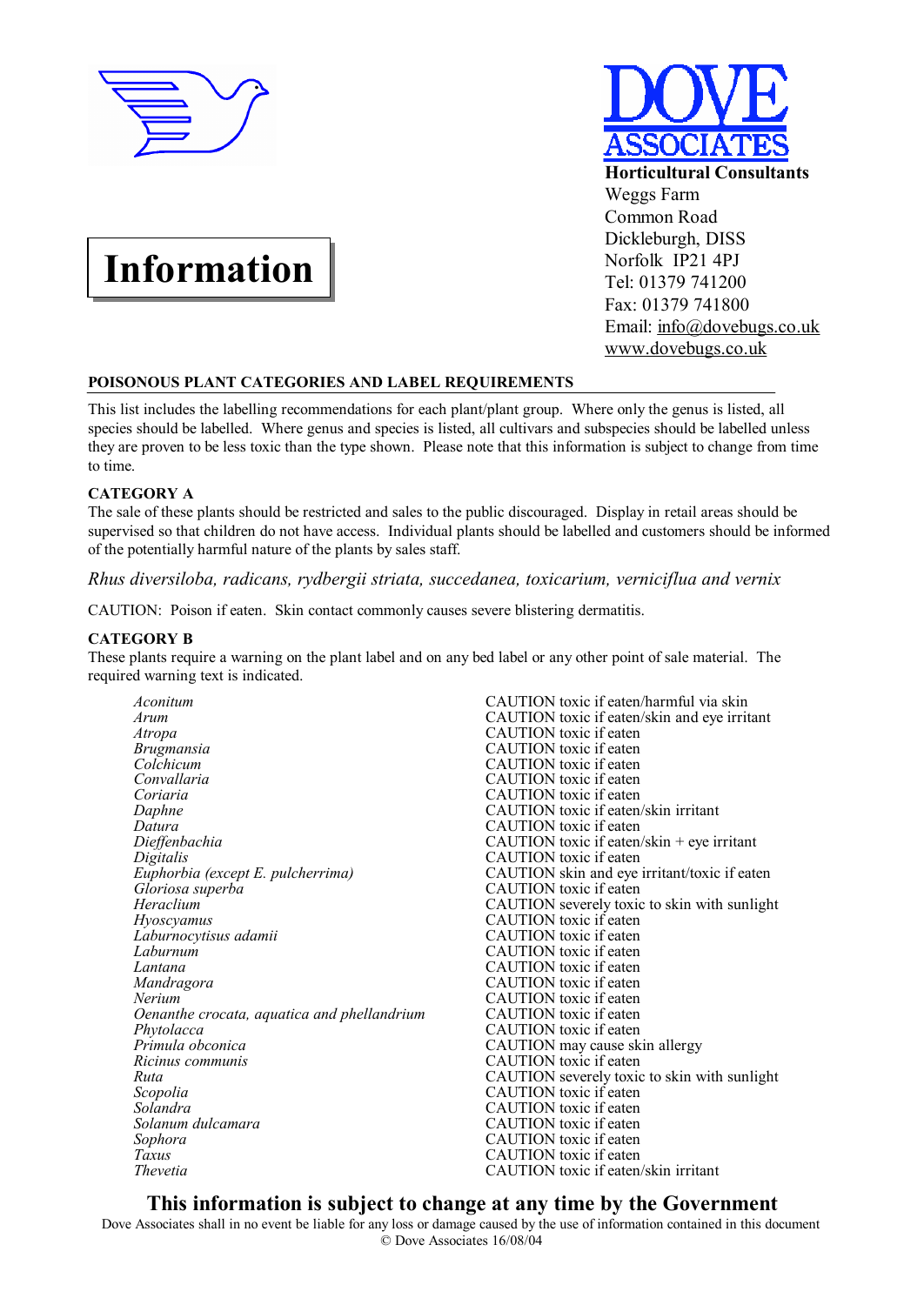# DOVE ASSOCIATES

**Horticultural Consultants**
Weggs Farm
Common Road
Dickleburgh, DISS
Norfolk IP21 4PJ
Tel: 01379 741200
Fax: 01379 741800
Email: info@dovebugs.co.uk
www.dovebugs.co.uk

# Information

## POISONOUS PLANT CATEGORIES AND LABEL REQUIREMENTS

This list includes the labelling recommendations for each plant/plant group. Where only the genus is listed, all species should be labelled. Where genus and species is listed, all cultivars and subspecies should be labelled unless they are proven to be less toxic than the type shown. Please note that this information is subject to change from time to time.

### CATEGORY A

The sale of these plants should be restricted and sales to the public discouraged. Display in retail areas should be supervised so that children do not have access. Individual plants should be labelled and customers should be informed of the potentially harmful nature of the plants by sales staff.

*Rhus diversiloba, radicans, rydbergii striata, succedanea, toxicarium, verniciflua and vernix*

CAUTION: Poison if eaten. Skin contact commonly causes severe blistering dermatitis.

### CATEGORY B

These plants require a warning on the plant label and on any bed label or any other point of sale material. The required warning text is indicated.

| Plant | Warning |
|---|---|
| *Aconitum* | CAUTION toxic if eaten/harmful via skin |
| *Arum* | CAUTION toxic if eaten/skin and eye irritant |
| *Atropa* | CAUTION toxic if eaten |
| *Brugmansia* | CAUTION toxic if eaten |
| *Colchicum* | CAUTION toxic if eaten |
| *Convallaria* | CAUTION toxic if eaten |
| *Coriaria* | CAUTION toxic if eaten |
| *Daphne* | CAUTION toxic if eaten/skin irritant |
| *Datura* | CAUTION toxic if eaten |
| *Dieffenbachia* | CAUTION toxic if eaten/skin + eye irritant |
| *Digitalis* | CAUTION toxic if eaten |
| *Euphorbia (except E. pulcherrima)* | CAUTION skin and eye irritant/toxic if eaten |
| *Gloriosa superba* | CAUTION toxic if eaten |
| *Heraclium* | CAUTION severely toxic to skin with sunlight |
| *Hyoscyamus* | CAUTION toxic if eaten |
| *Laburnocytisus adamii* | CAUTION toxic if eaten |
| *Laburnum* | CAUTION toxic if eaten |
| *Lantana* | CAUTION toxic if eaten |
| *Mandragora* | CAUTION toxic if eaten |
| *Nerium* | CAUTION toxic if eaten |
| *Oenanthe crocata, aquatica and phellandrium* | CAUTION toxic if eaten |
| *Phytolacca* | CAUTION toxic if eaten |
| *Primula obconica* | CAUTION may cause skin allergy |
| *Ricinus communis* | CAUTION toxic if eaten |
| *Ruta* | CAUTION severely toxic to skin with sunlight |
| *Scopolia* | CAUTION toxic if eaten |
| *Solandra* | CAUTION toxic if eaten |
| *Solanum dulcamara* | CAUTION toxic if eaten |
| *Sophora* | CAUTION toxic if eaten |
| *Taxus* | CAUTION toxic if eaten |
| *Thevetia* | CAUTION toxic if eaten/skin irritant |

**This information is subject to change at any time by the Government**

Dove Associates shall in no event be liable for any loss or damage caused by the use of information contained in this document
© Dove Associates 16/08/04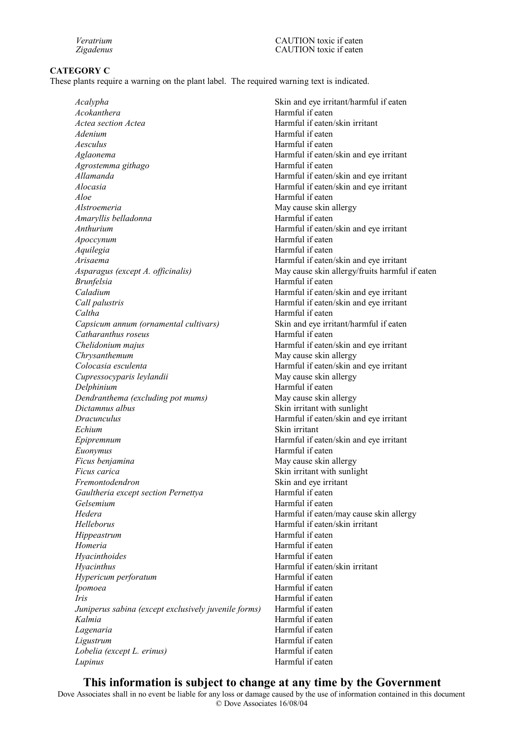| | |
|---|---|
| *Veratrium* | CAUTION toxic if eaten |
| *Zigadenus* | CAUTION toxic if eaten |

**CATEGORY C**

These plants require a warning on the plant label. The required warning text is indicated.

| | |
|---|---|
| *Acalypha* | Skin and eye irritant/harmful if eaten |
| *Acokanthera* | Harmful if eaten |
| *Actea section Actea* | Harmful if eaten/skin irritant |
| *Adenium* | Harmful if eaten |
| *Aesculus* | Harmful if eaten |
| *Aglaonema* | Harmful if eaten/skin and eye irritant |
| *Agrostemma githago* | Harmful if eaten |
| *Allamanda* | Harmful if eaten/skin and eye irritant |
| *Alocasia* | Harmful if eaten/skin and eye irritant |
| *Aloe* | Harmful if eaten |
| *Alstroemeria* | May cause skin allergy |
| *Amaryllis belladonna* | Harmful if eaten |
| *Anthurium* | Harmful if eaten/skin and eye irritant |
| *Apoccynum* | Harmful if eaten |
| *Aquilegia* | Harmful if eaten |
| *Arisaema* | Harmful if eaten/skin and eye irritant |
| *Asparagus (except A. officinalis)* | May cause skin allergy/fruits harmful if eaten |
| *Brunfelsia* | Harmful if eaten |
| *Caladium* | Harmful if eaten/skin and eye irritant |
| *Call palustris* | Harmful if eaten/skin and eye irritant |
| *Caltha* | Harmful if eaten |
| *Capsicum annum (ornamental cultivars)* | Skin and eye irritant/harmful if eaten |
| *Catharanthus roseus* | Harmful if eaten |
| *Chelidonium majus* | Harmful if eaten/skin and eye irritant |
| *Chrysanthemum* | May cause skin allergy |
| *Colocasia esculenta* | Harmful if eaten/skin and eye irritant |
| *Cupressocyparis leylandii* | May cause skin allergy |
| *Delphinium* | Harmful if eaten |
| *Dendranthema (excluding pot mums)* | May cause skin allergy |
| *Dictamnus albus* | Skin irritant with sunlight |
| *Dracunculus* | Harmful if eaten/skin and eye irritant |
| *Echium* | Skin irritant |
| *Epipremnum* | Harmful if eaten/skin and eye irritant |
| *Euonymus* | Harmful if eaten |
| *Ficus benjamina* | May cause skin allergy |
| *Ficus carica* | Skin irritant with sunlight |
| *Fremontodendron* | Skin and eye irritant |
| *Gaultheria except section Pernettya* | Harmful if eaten |
| *Gelsemium* | Harmful if eaten |
| *Hedera* | Harmful if eaten/may cause skin allergy |
| *Helleborus* | Harmful if eaten/skin irritant |
| *Hippeastrum* | Harmful if eaten |
| *Homeria* | Harmful if eaten |
| *Hyacinthoides* | Harmful if eaten |
| *Hyacinthus* | Harmful if eaten/skin irritant |
| *Hypericum perforatum* | Harmful if eaten |
| *Ipomoea* | Harmful if eaten |
| *Iris* | Harmful if eaten |
| *Juniperus sabina (except exclusively juvenile forms)* | Harmful if eaten |
| *Kalmia* | Harmful if eaten |
| *Lagenaria* | Harmful if eaten |
| *Ligustrum* | Harmful if eaten |
| *Lobelia (except L. erinus)* | Harmful if eaten |
| *Lupinus* | Harmful if eaten |

**This information is subject to change at any time by the Government**

Dove Associates shall in no event be liable for any loss or damage caused by the use of information contained in this document

© Dove Associates 16/08/04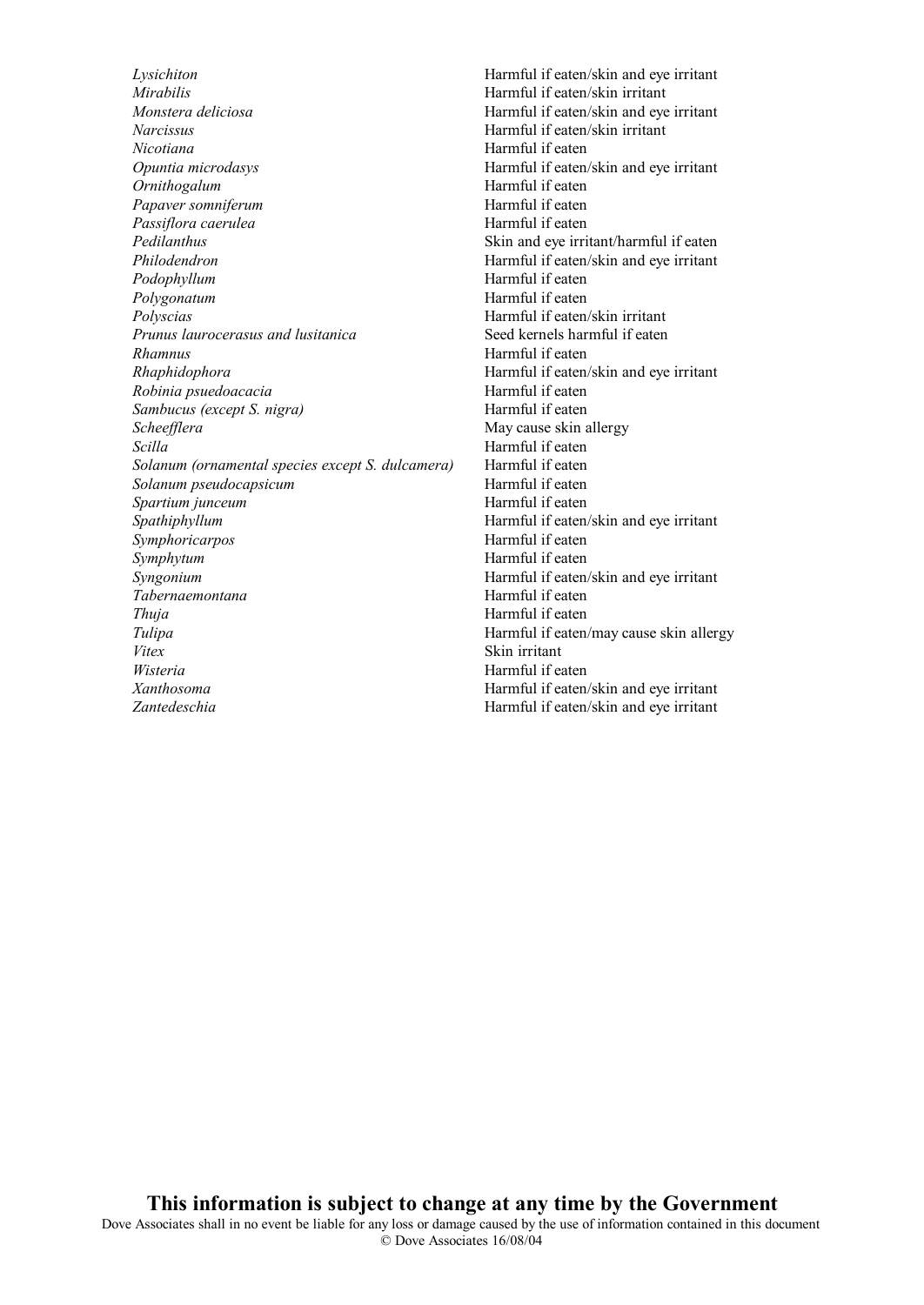| | |
|---|---|
| *Lysichiton* | Harmful if eaten/skin and eye irritant |
| *Mirabilis* | Harmful if eaten/skin irritant |
| *Monstera deliciosa* | Harmful if eaten/skin and eye irritant |
| *Narcissus* | Harmful if eaten/skin irritant |
| *Nicotiana* | Harmful if eaten |
| *Opuntia microdasys* | Harmful if eaten/skin and eye irritant |
| *Ornithogalum* | Harmful if eaten |
| *Papaver somniferum* | Harmful if eaten |
| *Passiflora caerulea* | Harmful if eaten |
| *Pedilanthus* | Skin and eye irritant/harmful if eaten |
| *Philodendron* | Harmful if eaten/skin and eye irritant |
| *Podophyllum* | Harmful if eaten |
| *Polygonatum* | Harmful if eaten |
| *Polyscias* | Harmful if eaten/skin irritant |
| *Prunus laurocerasus and lusitanica* | Seed kernels harmful if eaten |
| *Rhamnus* | Harmful if eaten |
| *Rhaphidophora* | Harmful if eaten/skin and eye irritant |
| *Robinia psuedoacacia* | Harmful if eaten |
| *Sambucus (except S. nigra)* | Harmful if eaten |
| *Scheefflera* | May cause skin allergy |
| *Scilla* | Harmful if eaten |
| *Solanum (ornamental species except S. dulcamera)* | Harmful if eaten |
| *Solanum pseudocapsicum* | Harmful if eaten |
| *Spartium junceum* | Harmful if eaten |
| *Spathiphyllum* | Harmful if eaten/skin and eye irritant |
| *Symphoricarpos* | Harmful if eaten |
| *Symphytum* | Harmful if eaten |
| *Syngonium* | Harmful if eaten/skin and eye irritant |
| *Tabernaemontana* | Harmful if eaten |
| *Thuja* | Harmful if eaten |
| *Tulipa* | Harmful if eaten/may cause skin allergy |
| *Vitex* | Skin irritant |
| *Wisteria* | Harmful if eaten |
| *Xanthosoma* | Harmful if eaten/skin and eye irritant |
| *Zantedeschia* | Harmful if eaten/skin and eye irritant |

**This information is subject to change at any time by the Government**

Dove Associates shall in no event be liable for any loss or damage caused by the use of information contained in this document

© Dove Associates 16/08/04